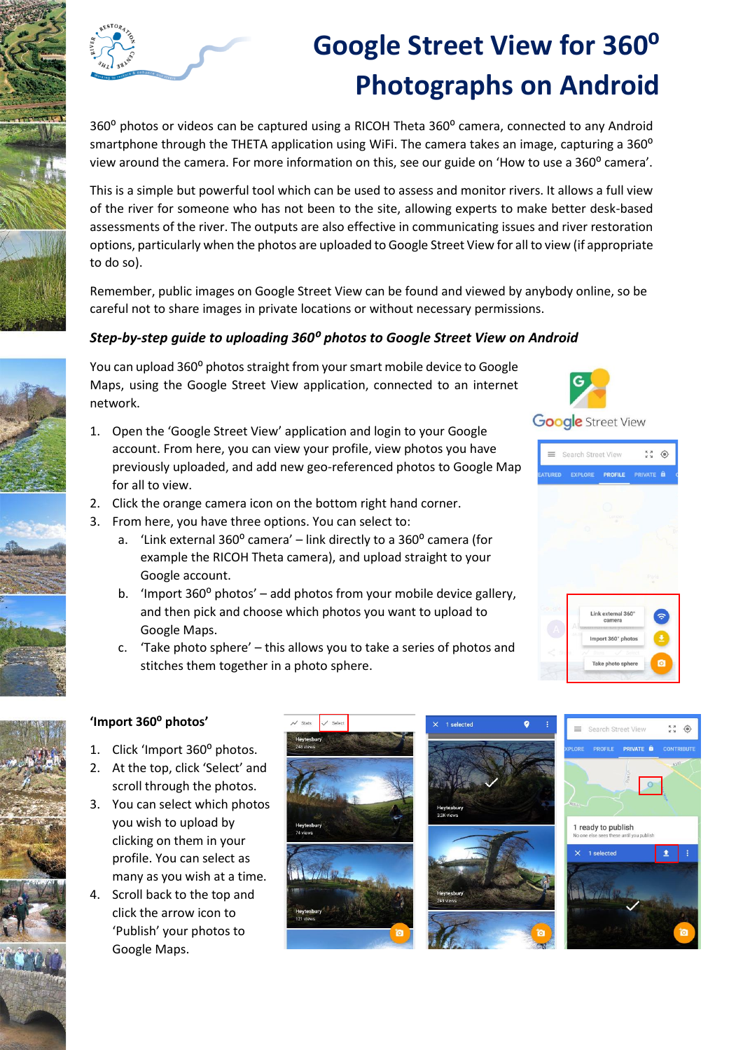# Google Street View for 360° Photographs on Android

360° photos or videos can be captured using a RICOH Theta 360° camera, connected to any Android smartphone through the THETA application using WiFi. The camera takes an image, capturing a 360° view around the camera. For more information on this, see our guide on 'How to use a 360° camera'.

This is a simple but powerful tool which can be used to assess and monitor rivers. It allows a full view of the river for someone who has not been to the site, allowing experts to make better desk-based assessments of the river. The outputs are also effective in communicating issues and river restoration options, particularly when the photos are uploaded to Google Street View for all to view (if appropriate to do so).

Remember, public images on Google Street View can be found and viewed by anybody online, so be careful not to share images in private locations or without necessary permissions.

### *Step-by-step guide to uploading 360° photos to Google Street View on Android*

You can upload 360° photos straight from your smart mobile device to Google Maps, using the Google Street View application, connected to an internet network.

1. Open the 'Google Street View' application and login to your Google account. From here, you can view your profile, view photos you have previously uploaded, and add new geo-referenced photos to Google Map for all to view.
2. Click the orange camera icon on the bottom right hand corner.
3. From here, you have three options. You can select to:
   a. 'Link external 360° camera' – link directly to a 360° camera (for example the RICOH Theta camera), and upload straight to your Google account.
   b. 'Import 360° photos' – add photos from your mobile device gallery, and then pick and choose which photos you want to upload to Google Maps.
   c. 'Take photo sphere' – this allows you to take a series of photos and stitches them together in a photo sphere.

### 'Import 360° photos'

1. Click 'Import 360° photos.
2. At the top, click 'Select' and scroll through the photos.
3. You can select which photos you wish to upload by clicking on them in your profile. You can select as many as you wish at a time.
4. Scroll back to the top and click the arrow icon to 'Publish' your photos to Google Maps.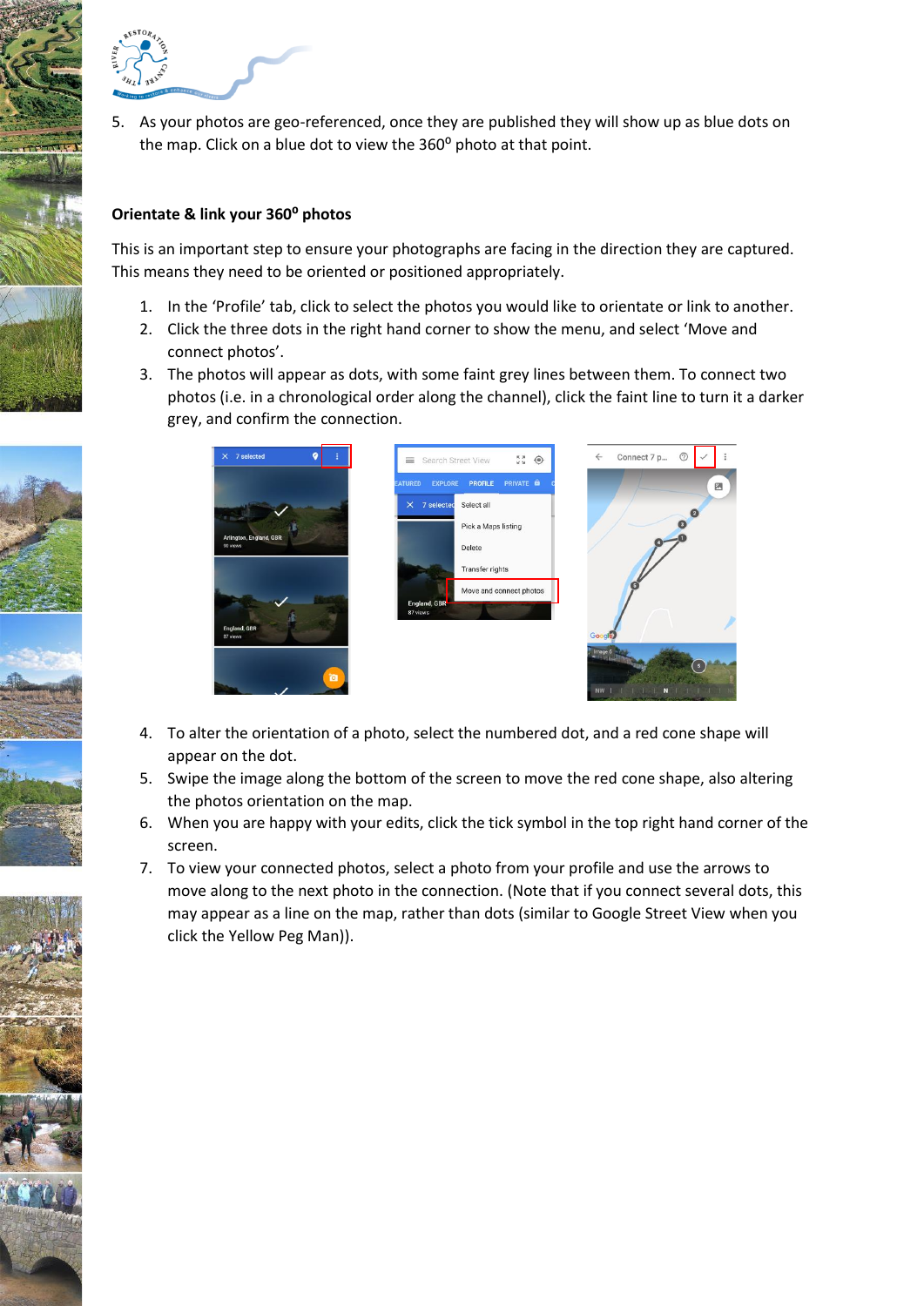5. As your photos are geo-referenced, once they are published they will show up as blue dots on the map. Click on a blue dot to view the 360⁰ photo at that point.

## Orientate & link your 360⁰ photos

This is an important step to ensure your photographs are facing in the direction they are captured. This means they need to be oriented or positioned appropriately.

1. In the 'Profile' tab, click to select the photos you would like to orientate or link to another.
2. Click the three dots in the right hand corner to show the menu, and select 'Move and connect photos'.
3. The photos will appear as dots, with some faint grey lines between them. To connect two photos (i.e. in a chronological order along the channel), click the faint line to turn it a darker grey, and confirm the connection.
4. To alter the orientation of a photo, select the numbered dot, and a red cone shape will appear on the dot.
5. Swipe the image along the bottom of the screen to move the red cone shape, also altering the photos orientation on the map.
6. When you are happy with your edits, click the tick symbol in the top right hand corner of the screen.
7. To view your connected photos, select a photo from your profile and use the arrows to move along to the next photo in the connection. (Note that if you connect several dots, this may appear as a line on the map, rather than dots (similar to Google Street View when you click the Yellow Peg Man)).